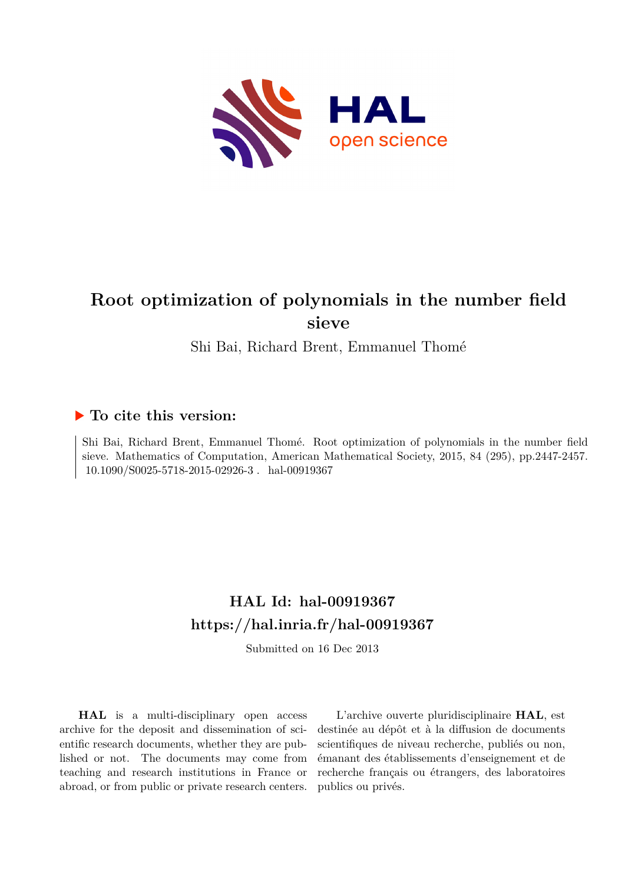# Root optimization of polynomials in the number field sieve

Shi Bai, Richard Brent, Emmanuel Thomé

## ▶ To cite this version:

Shi Bai, Richard Brent, Emmanuel Thomé. Root optimization of polynomials in the number field sieve. Mathematics of Computation, American Mathematical Society, 2015, 84 (295), pp.2447-2457. 10.1090/S0025-5718-2015-02926-3 . hal-00919367

## HAL Id: hal-00919367
## https://hal.inria.fr/hal-00919367

Submitted on 16 Dec 2013

**HAL** is a multi-disciplinary open access archive for the deposit and dissemination of scientific research documents, whether they are published or not. The documents may come from teaching and research institutions in France or abroad, or from public or private research centers.

L'archive ouverte pluridisciplinaire **HAL**, est destinée au dépôt et à la diffusion de documents scientifiques de niveau recherche, publiés ou non, émanant des établissements d'enseignement et de recherche français ou étrangers, des laboratoires publics ou privés.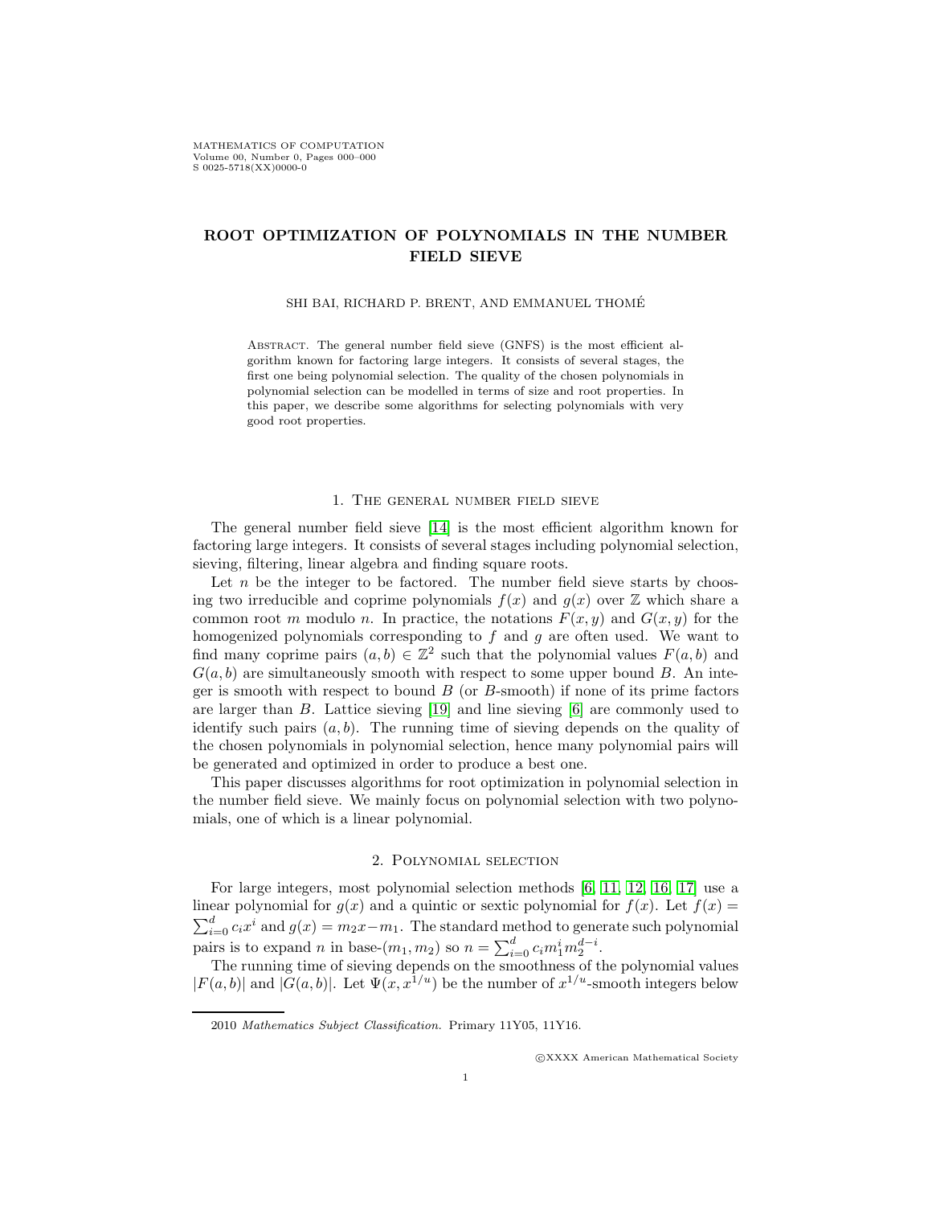# ROOT OPTIMIZATION OF POLYNOMIALS IN THE NUMBER FIELD SIEVE

SHI BAI, RICHARD P. BRENT, AND EMMANUEL THOMÉ

Abstract. The general number field sieve (GNFS) is the most efficient algorithm known for factoring large integers. It consists of several stages, the first one being polynomial selection. The quality of the chosen polynomials in polynomial selection can be modelled in terms of size and root properties. In this paper, we describe some algorithms for selecting polynomials with very good root properties.

## 1. The general number field sieve

The general number field sieve [14] is the most efficient algorithm known for factoring large integers. It consists of several stages including polynomial selection, sieving, filtering, linear algebra and finding square roots.

Let $n$ be the integer to be factored. The number field sieve starts by choosing two irreducible and coprime polynomials $f(x)$ and $g(x)$ over $\mathbb{Z}$ which share a common root $m$ modulo $n$. In practice, the notations $F(x,y)$ and $G(x,y)$ for the homogenized polynomials corresponding to $f$ and $g$ are often used. We want to find many coprime pairs $(a,b) \in \mathbb{Z}^2$ such that the polynomial values $F(a,b)$ and $G(a,b)$ are simultaneously smooth with respect to some upper bound $B$. An integer is smooth with respect to bound $B$ (or $B$-smooth) if none of its prime factors are larger than $B$. Lattice sieving [19] and line sieving [6] are commonly used to identify such pairs $(a,b)$. The running time of sieving depends on the quality of the chosen polynomials in polynomial selection, hence many polynomial pairs will be generated and optimized in order to produce a best one.

This paper discusses algorithms for root optimization in polynomial selection in the number field sieve. We mainly focus on polynomial selection with two polynomials, one of which is a linear polynomial.

## 2. Polynomial selection

For large integers, most polynomial selection methods [6, 11, 12, 16, 17] use a linear polynomial for $g(x)$ and a quintic or sextic polynomial for $f(x)$. Let $f(x) = \sum_{i=0}^{d} c_i x^i$ and $g(x) = m_2 x - m_1$. The standard method to generate such polynomial pairs is to expand $n$ in base-$(m_1, m_2)$ so $n = \sum_{i=0}^{d} c_i m_1^i m_2^{d-i}$.

The running time of sieving depends on the smoothness of the polynomial values $|F(a,b)|$ and $|G(a,b)|$. Let $\Psi(x, x^{1/u})$ be the number of $x^{1/u}$-smooth integers below

2010 *Mathematics Subject Classification.* Primary 11Y05, 11Y16.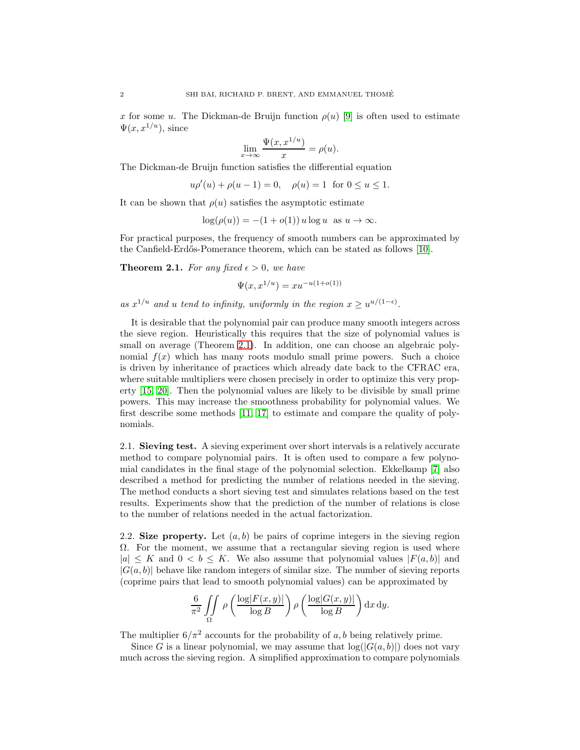$x$ for some $u$. The Dickman-de Bruijn function $\rho(u)$ [9] is often used to estimate $\Psi(x, x^{1/u})$, since

$$\lim_{x \to \infty} \frac{\Psi(x, x^{1/u})}{x} = \rho(u).$$

The Dickman-de Bruijn function satisfies the differential equation

$$u\rho'(u) + \rho(u-1) = 0, \quad \rho(u) = 1 \text{ for } 0 \le u \le 1.$$

It can be shown that $\rho(u)$ satisfies the asymptotic estimate

$$\log(\rho(u)) = -(1 + o(1))\, u \log u \text{ as } u \to \infty.$$

For practical purposes, the frequency of smooth numbers can be approximated by the Canfield-Erdős-Pomerance theorem, which can be stated as follows [10].

**Theorem 2.1.** *For any fixed $\epsilon > 0$, we have*

$$\Psi(x, x^{1/u}) = x u^{-u(1+o(1))}$$

*as $x^{1/u}$ and $u$ tend to infinity, uniformly in the region $x \ge u^{u/(1-\epsilon)}$.*

It is desirable that the polynomial pair can produce many smooth integers across the sieve region. Heuristically this requires that the size of polynomial values is small on average (Theorem 2.1). In addition, one can choose an algebraic polynomial $f(x)$ which has many roots modulo small prime powers. Such a choice is driven by inheritance of practices which already date back to the CFRAC era, where suitable multipliers were chosen precisely in order to optimize this very property [15, 20]. Then the polynomial values are likely to be divisible by small prime powers. This may increase the smoothness probability for polynomial values. We first describe some methods [11, 17] to estimate and compare the quality of polynomials.

2.1. **Sieving test.** A sieving experiment over short intervals is a relatively accurate method to compare polynomial pairs. It is often used to compare a few polynomial candidates in the final stage of the polynomial selection. Ekkelkamp [7] also described a method for predicting the number of relations needed in the sieving. The method conducts a short sieving test and simulates relations based on the test results. Experiments show that the prediction of the number of relations is close to the number of relations needed in the actual factorization.

2.2. **Size property.** Let $(a, b)$ be pairs of coprime integers in the sieving region $\Omega$. For the moment, we assume that a rectangular sieving region is used where $|a| \le K$ and $0 < b \le K$. We also assume that polynomial values $|F(a, b)|$ and $|G(a, b)|$ behave like random integers of similar size. The number of sieving reports (coprime pairs that lead to smooth polynomial values) can be approximated by

$$\frac{6}{\pi^2} \iint\limits_{\Omega} \rho\left(\frac{\log|F(x,y)|}{\log B}\right) \rho\left(\frac{\log|G(x,y)|}{\log B}\right) \mathrm{d}x\, \mathrm{d}y.$$

The multiplier $6/\pi^2$ accounts for the probability of $a, b$ being relatively prime.

Since $G$ is a linear polynomial, we may assume that $\log(|G(a, b)|)$ does not vary much across the sieving region. A simplified approximation to compare polynomials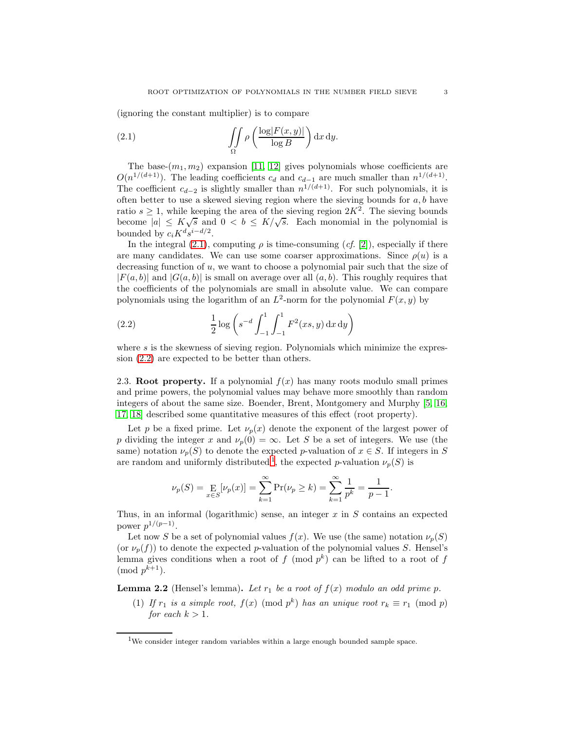(ignoring the constant multiplier) is to compare

$$\iint_{\Omega} \rho \left( \frac{\log|F(x,y)|}{\log B} \right) \mathrm{d}x \, \mathrm{d}y. \tag{2.1}$$

The base-$(m_1, m_2)$ expansion [11, 12] gives polynomials whose coefficients are $O(n^{1/(d+1)})$. The leading coefficients $c_d$ and $c_{d-1}$ are much smaller than $n^{1/(d+1)}$. The coefficient $c_{d-2}$ is slightly smaller than $n^{1/(d+1)}$. For such polynomials, it is often better to use a skewed sieving region where the sieving bounds for $a, b$ have ratio $s \geq 1$, while keeping the area of the sieving region $2K^2$. The sieving bounds become $|a| \leq K\sqrt{s}$ and $0 < b \leq K/\sqrt{s}$. Each monomial in the polynomial is bounded by $c_i K^d s^{i-d/2}$.

In the integral (2.1), computing $\rho$ is time-consuming (*cf.* [2]), especially if there are many candidates. We can use some coarser approximations. Since $\rho(u)$ is a decreasing function of $u$, we want to choose a polynomial pair such that the size of $|F(a,b)|$ and $|G(a,b)|$ is small on average over all $(a,b)$. This roughly requires that the coefficients of the polynomials are small in absolute value. We can compare polynomials using the logarithm of an $L^2$-norm for the polynomial $F(x,y)$ by

$$\frac{1}{2} \log \left( s^{-d} \int_{-1}^{1} \int_{-1}^{1} F^2(xs, y) \, \mathrm{d}x \, \mathrm{d}y \right) \tag{2.2}$$

where $s$ is the skewness of sieving region. Polynomials which minimize the expression (2.2) are expected to be better than others.

**2.3. Root property.** If a polynomial $f(x)$ has many roots modulo small primes and prime powers, the polynomial values may behave more smoothly than random integers of about the same size. Boender, Brent, Montgomery and Murphy [5, 16, 17, 18] described some quantitative measures of this effect (root property).

Let $p$ be a fixed prime. Let $\nu_p(x)$ denote the exponent of the largest power of $p$ dividing the integer $x$ and $\nu_p(0) = \infty$. Let $S$ be a set of integers. We use (the same) notation $\nu_p(S)$ to denote the expected $p$-valuation of $x \in S$. If integers in $S$ are random and uniformly distributed[1], the expected $p$-valuation $\nu_p(S)$ is

$$\nu_p(S) = \mathop{\mathrm{E}}_{x \in S}[\nu_p(x)] = \sum_{k=1}^{\infty} \Pr(\nu_p \geq k) = \sum_{k=1}^{\infty} \frac{1}{p^k} = \frac{1}{p-1}.$$

Thus, in an informal (logarithmic) sense, an integer $x$ in $S$ contains an expected power $p^{1/(p-1)}$.

Let now $S$ be a set of polynomial values $f(x)$. We use (the same) notation $\nu_p(S)$ (or $\nu_p(f)$) to denote the expected $p$-valuation of the polynomial values $S$. Hensel's lemma gives conditions when a root of $f \pmod{p^k}$ can be lifted to a root of $f \pmod{p^{k+1}}$.

**Lemma 2.2** (Hensel's lemma). *Let $r_1$ be a root of $f(x)$ modulo an odd prime $p$.*

1. *If $r_1$ is a simple root, $f(x) \pmod{p^k}$ has an unique root $r_k \equiv r_1 \pmod{p}$ for each $k > 1$.*

---

[1] We consider integer random variables within a large enough bounded sample space.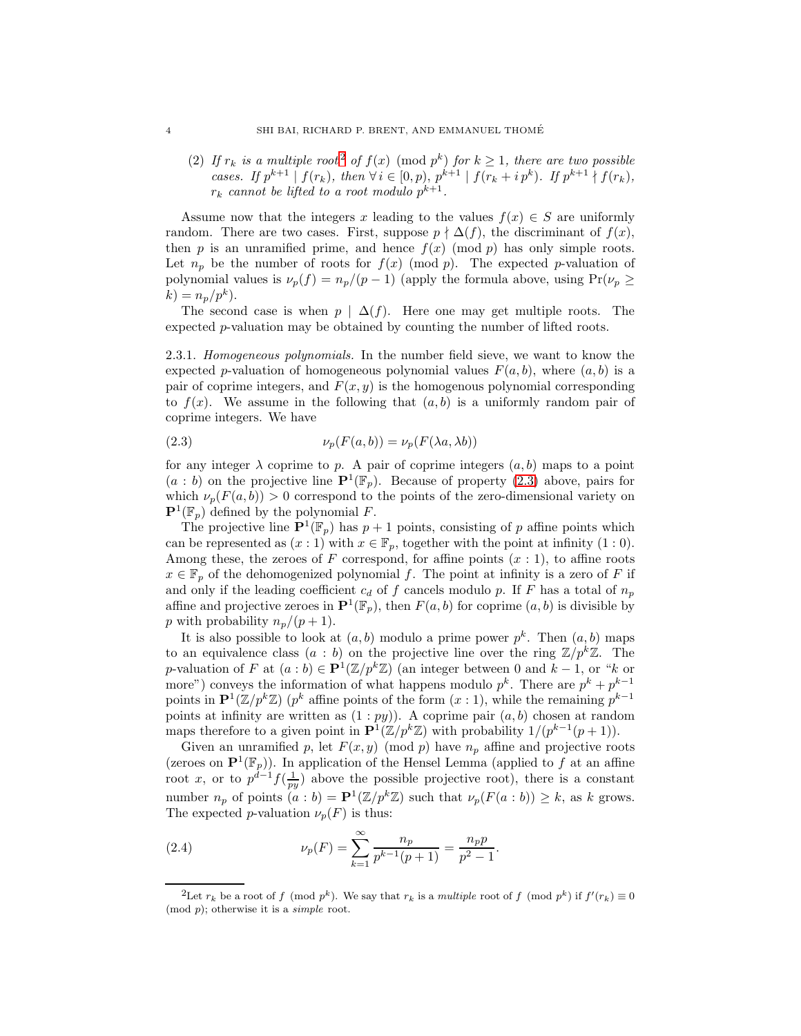(2) *If $r_k$ is a multiple root*[2] *of $f(x) \pmod{p^k}$ for $k \geq 1$, there are two possible cases. If $p^{k+1} \mid f(r_k)$, then $\forall\, i \in [0, p)$, $p^{k+1} \mid f(r_k + i\, p^k)$. If $p^{k+1} \nmid f(r_k)$, $r_k$ cannot be lifted to a root modulo $p^{k+1}$.*

Assume now that the integers $x$ leading to the values $f(x) \in S$ are uniformly random. There are two cases. First, suppose $p \nmid \Delta(f)$, the discriminant of $f(x)$, then $p$ is an unramified prime, and hence $f(x) \pmod{p}$ has only simple roots. Let $n_p$ be the number of roots for $f(x) \pmod{p}$. The expected $p$-valuation of polynomial values is $\nu_p(f) = n_p/(p-1)$ (apply the formula above, using $\Pr(\nu_p \geq k) = n_p/p^k$).

The second case is when $p \mid \Delta(f)$. Here one may get multiple roots. The expected $p$-valuation may be obtained by counting the number of lifted roots.

2.3.1. *Homogeneous polynomials.* In the number field sieve, we want to know the expected $p$-valuation of homogeneous polynomial values $F(a, b)$, where $(a, b)$ is a pair of coprime integers, and $F(x, y)$ is the homogenous polynomial corresponding to $f(x)$. We assume in the following that $(a, b)$ is a uniformly random pair of coprime integers. We have

$$\nu_p(F(a, b)) = \nu_p(F(\lambda a, \lambda b)) \tag{2.3}$$

for any integer $\lambda$ coprime to $p$. A pair of coprime integers $(a, b)$ maps to a point $(a : b)$ on the projective line $\mathbf{P}^1(\mathbb{F}_p)$. Because of property (2.3) above, pairs for which $\nu_p(F(a, b)) > 0$ correspond to the points of the zero-dimensional variety on $\mathbf{P}^1(\mathbb{F}_p)$ defined by the polynomial $F$.

The projective line $\mathbf{P}^1(\mathbb{F}_p)$ has $p + 1$ points, consisting of $p$ affine points which can be represented as $(x : 1)$ with $x \in \mathbb{F}_p$, together with the point at infinity $(1 : 0)$. Among these, the zeroes of $F$ correspond, for affine points $(x : 1)$, to affine roots $x \in \mathbb{F}_p$ of the dehomogenized polynomial $f$. The point at infinity is a zero of $F$ if and only if the leading coefficient $c_d$ of $f$ cancels modulo $p$. If $F$ has a total of $n_p$ affine and projective zeroes in $\mathbf{P}^1(\mathbb{F}_p)$, then $F(a, b)$ for coprime $(a, b)$ is divisible by $p$ with probability $n_p/(p + 1)$.

It is also possible to look at $(a, b)$ modulo a prime power $p^k$. Then $(a, b)$ maps to an equivalence class $(a : b)$ on the projective line over the ring $\mathbb{Z}/p^k\mathbb{Z}$. The $p$-valuation of $F$ at $(a : b) \in \mathbf{P}^1(\mathbb{Z}/p^k\mathbb{Z})$ (an integer between 0 and $k - 1$, or "$k$ or more") conveys the information of what happens modulo $p^k$. There are $p^k + p^{k-1}$ points in $\mathbf{P}^1(\mathbb{Z}/p^k\mathbb{Z})$ ($p^k$ affine points of the form $(x : 1)$, while the remaining $p^{k-1}$ points at infinity are written as $(1 : py)$). A coprime pair $(a, b)$ chosen at random maps therefore to a given point in $\mathbf{P}^1(\mathbb{Z}/p^k\mathbb{Z})$ with probability $1/(p^{k-1}(p + 1))$.

Given an unramified $p$, let $F(x, y) \pmod{p}$ have $n_p$ affine and projective roots (zeroes on $\mathbf{P}^1(\mathbb{F}_p)$). In application of the Hensel Lemma (applied to $f$ at an affine root $x$, or to $p^{d-1} f(\frac{1}{py})$ above the possible projective root), there is a constant number $n_p$ of points $(a : b) = \mathbf{P}^1(\mathbb{Z}/p^k\mathbb{Z})$ such that $\nu_p(F(a : b)) \geq k$, as $k$ grows. The expected $p$-valuation $\nu_p(F)$ is thus:

$$\nu_p(F) = \sum_{k=1}^{\infty} \frac{n_p}{p^{k-1}(p + 1)} = \frac{n_p p}{p^2 - 1}. \tag{2.4}$$

[2]Let $r_k$ be a root of $f \pmod{p^k}$. We say that $r_k$ is a *multiple* root of $f \pmod{p^k}$ if $f'(r_k) \equiv 0 \pmod{p}$; otherwise it is a *simple* root.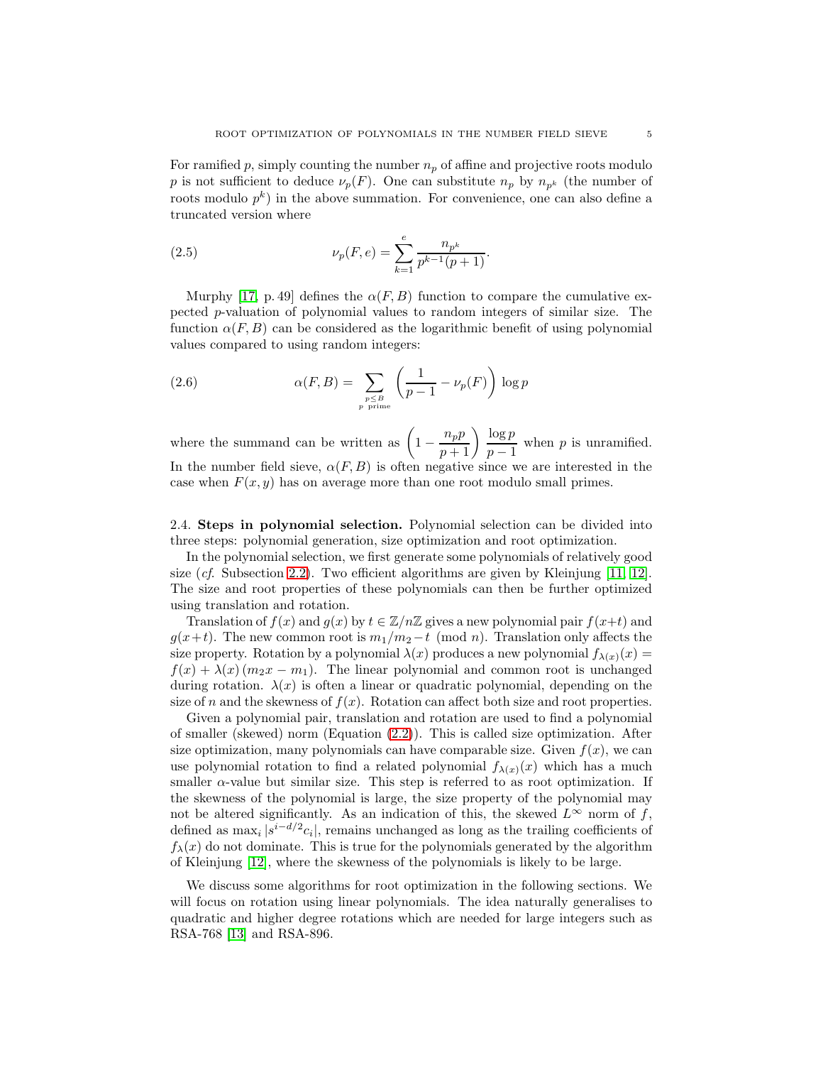For ramified $p$, simply counting the number $n_p$ of affine and projective roots modulo $p$ is not sufficient to deduce $\nu_p(F)$. One can substitute $n_p$ by $n_{p^k}$ (the number of roots modulo $p^k$) in the above summation. For convenience, one can also define a truncated version where

$$\nu_p(F, e) = \sum_{k=1}^{e} \frac{n_{p^k}}{p^{k-1}(p+1)}. \tag{2.5}$$

Murphy [17, p. 49] defines the $\alpha(F, B)$ function to compare the cumulative expected $p$-valuation of polynomial values to random integers of similar size. The function $\alpha(F, B)$ can be considered as the logarithmic benefit of using polynomial values compared to using random integers:

$$\alpha(F, B) = \sum_{\substack{p \leq B \\ p \text{ prime}}} \left( \frac{1}{p-1} - \nu_p(F) \right) \log p \tag{2.6}$$

where the summand can be written as $\left(1 - \dfrac{n_p p}{p+1}\right) \dfrac{\log p}{p-1}$ when $p$ is unramified. In the number field sieve, $\alpha(F, B)$ is often negative since we are interested in the case when $F(x, y)$ has on average more than one root modulo small primes.

**2.4. Steps in polynomial selection.** Polynomial selection can be divided into three steps: polynomial generation, size optimization and root optimization.

In the polynomial selection, we first generate some polynomials of relatively good size (*cf.* Subsection 2.2). Two efficient algorithms are given by Kleinjung [11, 12]. The size and root properties of these polynomials can then be further optimized using translation and rotation.

Translation of $f(x)$ and $g(x)$ by $t \in \mathbb{Z}/n\mathbb{Z}$ gives a new polynomial pair $f(x+t)$ and $g(x+t)$. The new common root is $m_1/m_2 - t \pmod{n}$. Translation only affects the size property. Rotation by a polynomial $\lambda(x)$ produces a new polynomial $f_{\lambda(x)}(x) = f(x) + \lambda(x)\,(m_2 x - m_1)$. The linear polynomial and common root is unchanged during rotation. $\lambda(x)$ is often a linear or quadratic polynomial, depending on the size of $n$ and the skewness of $f(x)$. Rotation can affect both size and root properties.

Given a polynomial pair, translation and rotation are used to find a polynomial of smaller (skewed) norm (Equation (2.2)). This is called size optimization. After size optimization, many polynomials can have comparable size. Given $f(x)$, we can use polynomial rotation to find a related polynomial $f_{\lambda(x)}(x)$ which has a much smaller $\alpha$-value but similar size. This step is referred to as root optimization. If the skewness of the polynomial is large, the size property of the polynomial may not be altered significantly. As an indication of this, the skewed $L^\infty$ norm of $f$, defined as $\max_i |s^{i-d/2} c_i|$, remains unchanged as long as the trailing coefficients of $f_\lambda(x)$ do not dominate. This is true for the polynomials generated by the algorithm of Kleinjung [12], where the skewness of the polynomials is likely to be large.

We discuss some algorithms for root optimization in the following sections. We will focus on rotation using linear polynomials. The idea naturally generalises to quadratic and higher degree rotations which are needed for large integers such as RSA-768 [13] and RSA-896.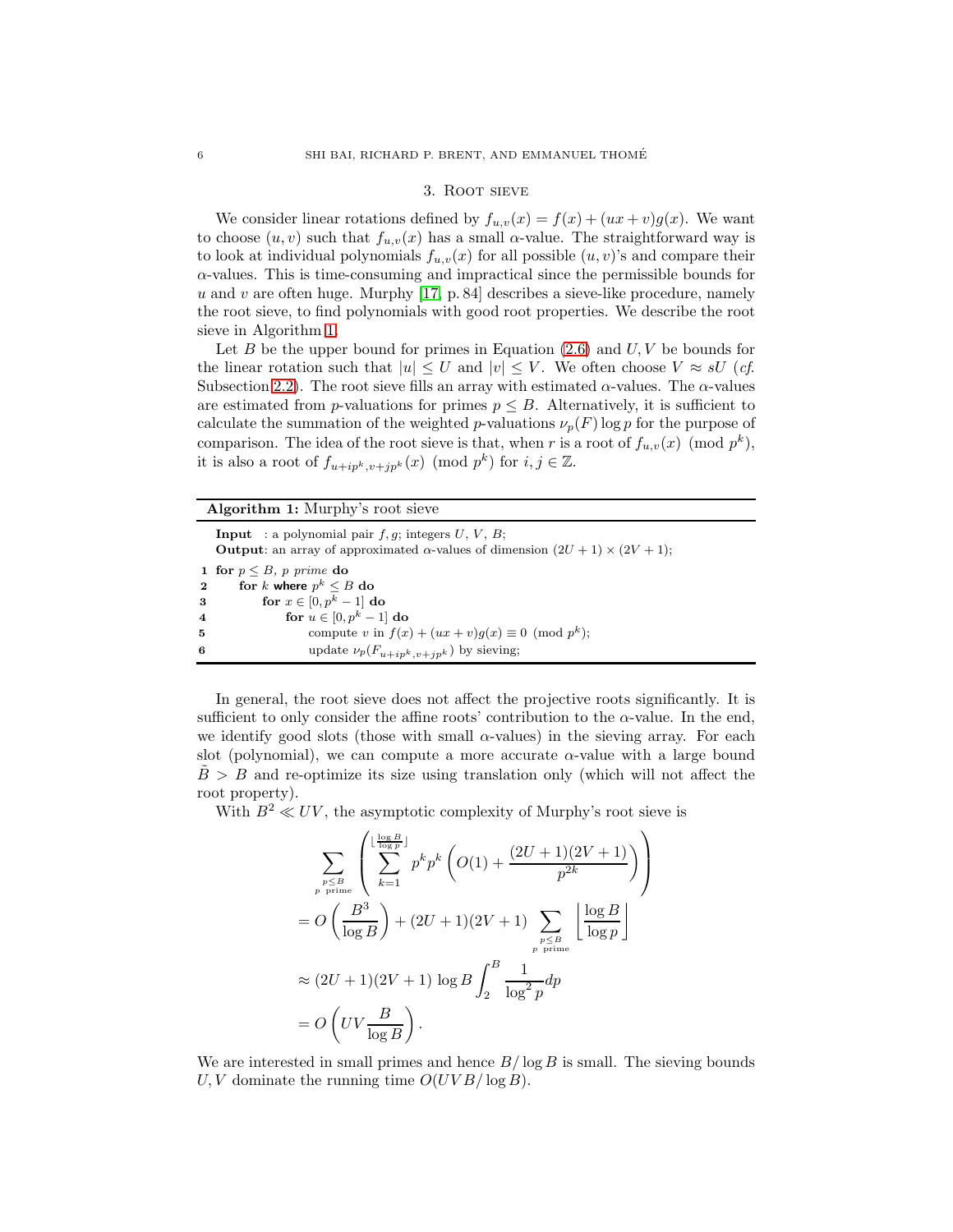## 3. Root sieve

We consider linear rotations defined by $f_{u,v}(x) = f(x) + (ux + v)g(x)$. We want to choose $(u, v)$ such that $f_{u,v}(x)$ has a small $\alpha$-value. The straightforward way is to look at individual polynomials $f_{u,v}(x)$ for all possible $(u, v)$'s and compare their $\alpha$-values. This is time-consuming and impractical since the permissible bounds for $u$ and $v$ are often huge. Murphy [17, p. 84] describes a sieve-like procedure, namely the root sieve, to find polynomials with good root properties. We describe the root sieve in Algorithm 1.

Let $B$ be the upper bound for primes in Equation (2.6) and $U, V$ be bounds for the linear rotation such that $|u| \leq U$ and $|v| \leq V$. We often choose $V \approx sU$ (*cf.* Subsection 2.2). The root sieve fills an array with estimated $\alpha$-values. The $\alpha$-values are estimated from $p$-valuations for primes $p \leq B$. Alternatively, it is sufficient to calculate the summation of the weighted $p$-valuations $\nu_p(F) \log p$ for the purpose of comparison. The idea of the root sieve is that, when $r$ is a root of $f_{u,v}(x) \pmod{p^k}$, it is also a root of $f_{u+ip^k, v+jp^k}(x) \pmod{p^k}$ for $i, j \in \mathbb{Z}$.

**Algorithm 1:** Murphy's root sieve

**Input** : a polynomial pair $f, g$; integers $U$, $V$, $B$;
**Output**: an array of approximated $\alpha$-values of dimension $(2U + 1) \times (2V + 1)$;

```
1 for p ≤ B, p prime do
2     for k where p^k ≤ B do
3         for x ∈ [0, p^k − 1] do
4             for u ∈ [0, p^k − 1] do
5                 compute v in f(x) + (ux + v)g(x) ≡ 0 (mod p^k);
6                 update ν_p(F_{u+ip^k, v+jp^k}) by sieving;
```

In general, the root sieve does not affect the projective roots significantly. It is sufficient to only consider the affine roots' contribution to the $\alpha$-value. In the end, we identify good slots (those with small $\alpha$-values) in the sieving array. For each slot (polynomial), we can compute a more accurate $\alpha$-value with a large bound $\tilde{B} > B$ and re-optimize its size using translation only (which will not affect the root property).

With $B^2 \ll UV$, the asymptotic complexity of Murphy's root sieve is

$$
\begin{aligned}
&\sum_{\substack{p \leq B \\ p \text{ prime}}} \left( \sum_{k=1}^{\lfloor \frac{\log B}{\log p} \rfloor} p^k p^k \left( O(1) + \frac{(2U+1)(2V+1)}{p^{2k}} \right) \right) \\
&= O\left( \frac{B^3}{\log B} \right) + (2U+1)(2V+1) \sum_{\substack{p \leq B \\ p \text{ prime}}} \left\lfloor \frac{\log B}{\log p} \right\rfloor \\
&\approx (2U+1)(2V+1) \log B \int_2^B \frac{1}{\log^2 p} dp \\
&= O\left( UV \frac{B}{\log B} \right).
\end{aligned}
$$

We are interested in small primes and hence $B/\log B$ is small. The sieving bounds $U, V$ dominate the running time $O(UVB/\log B)$.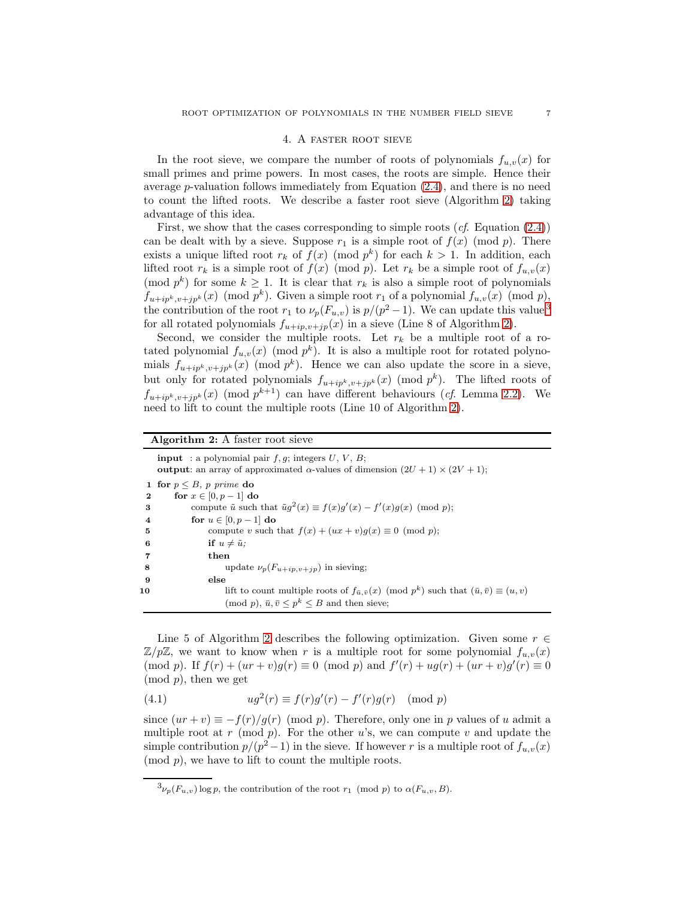## 4. A faster root sieve

In the root sieve, we compare the number of roots of polynomials $f_{u,v}(x)$ for small primes and prime powers. In most cases, the roots are simple. Hence their average $p$-valuation follows immediately from Equation (2.4), and there is no need to count the lifted roots. We describe a faster root sieve (Algorithm 2) taking advantage of this idea.

First, we show that the cases corresponding to simple roots (*cf.* Equation (2.4)) can be dealt with by a sieve. Suppose $r_1$ is a simple root of $f(x) \pmod p$. There exists a unique lifted root $r_k$ of $f(x) \pmod{p^k}$ for each $k > 1$. In addition, each lifted root $r_k$ is a simple root of $f(x) \pmod p$. Let $r_k$ be a simple root of $f_{u,v}(x) \pmod{p^k}$ for some $k \geq 1$. It is clear that $r_k$ is also a simple root of polynomials $f_{u+ip^k, v+jp^k}(x) \pmod{p^k}$. Given a simple root $r_1$ of a polynomial $f_{u,v}(x) \pmod p$, the contribution of the root $r_1$ to $\nu_p(F_{u,v})$ is $p/(p^2-1)$. We can update this value[3] for all rotated polynomials $f_{u+ip, v+jp}(x)$ in a sieve (Line 8 of Algorithm 2).

Second, we consider the multiple roots. Let $r_k$ be a multiple root of a rotated polynomial $f_{u,v}(x) \pmod{p^k}$. It is also a multiple root for rotated polynomials $f_{u+ip^k, v+jp^k}(x) \pmod{p^k}$. Hence we can also update the score in a sieve, but only for rotated polynomials $f_{u+ip^k, v+jp^k}(x) \pmod{p^k}$. The lifted roots of $f_{u+ip^k, v+jp^k}(x) \pmod{p^{k+1}}$ can have different behaviours (*cf.* Lemma 2.2). We need to lift to count the multiple roots (Line 10 of Algorithm 2).

**Algorithm 2:** A faster root sieve

**input** : a polynomial pair $f, g$; integers $U$, $V$, $B$;
**output**: an array of approximated $\alpha$-values of dimension $(2U+1) \times (2V+1)$;

```
1  for p ≤ B, p prime do
2      for x ∈ [0, p − 1] do
3          compute ũ such that ũg²(x) ≡ f(x)g′(x) − f′(x)g(x) (mod p);
4          for u ∈ [0, p − 1] do
5              compute v such that f(x) + (ux + v)g(x) ≡ 0 (mod p);
6              if u ≠ ũ;
7              then
8                  update ν_p(F_{u+ip,v+jp}) in sieving;
9              else
10                 lift to count multiple roots of f_{ū,v̄}(x) (mod p^k) such that (ū, v̄) ≡ (u, v)
                   (mod p), ū, v̄ ≤ p^k ≤ B and then sieve;
```

Line 5 of Algorithm 2 describes the following optimization. Given some $r \in \mathbb{Z}/p\mathbb{Z}$, we want to know when $r$ is a multiple root for some polynomial $f_{u,v}(x) \pmod p$. If $f(r) + (ur+v)g(r) \equiv 0 \pmod p$ and $f'(r) + ug(r) + (ur+v)g'(r) \equiv 0 \pmod p$, then we get

$$ug^2(r) \equiv f(r)g'(r) - f'(r)g(r) \pmod p \tag{4.1}$$

since $(ur+v) \equiv -f(r)/g(r) \pmod p$. Therefore, only one in $p$ values of $u$ admit a multiple root at $r \pmod p$. For the other $u$'s, we can compute $v$ and update the simple contribution $p/(p^2-1)$ in the sieve. If however $r$ is a multiple root of $f_{u,v}(x) \pmod p$, we have to lift to count the multiple roots.

---

[3] $\nu_p(F_{u,v}) \log p$, the contribution of the root $r_1 \pmod p$ to $\alpha(F_{u,v}, B)$.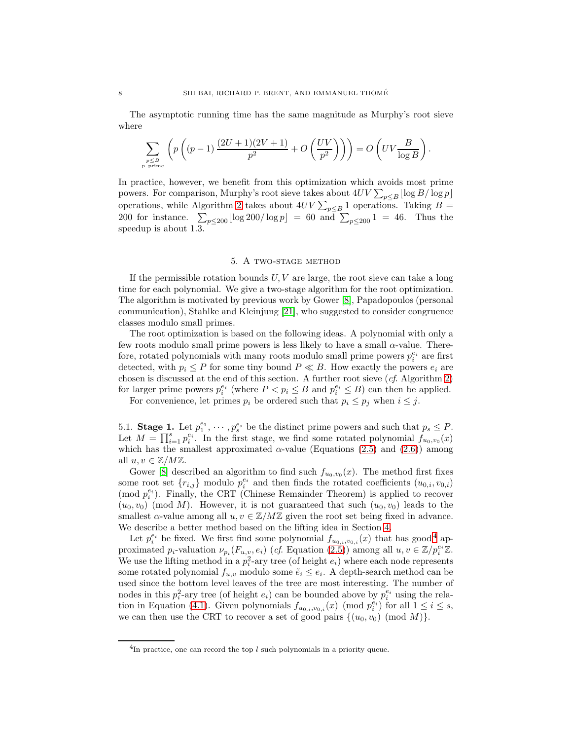The asymptotic running time has the same magnitude as Murphy's root sieve where

$$\sum_{\substack{p \le B \\ p \text{ prime}}} \left( p \left( (p-1) \frac{(2U+1)(2V+1)}{p^2} + O\left( \frac{UV}{p^2} \right) \right) \right) = O\left( UV \frac{B}{\log B} \right).$$

In practice, however, we benefit from this optimization which avoids most prime powers. For comparison, Murphy's root sieve takes about $4UV \sum_{p \le B} \lfloor \log B / \log p \rfloor$ operations, while Algorithm 2 takes about $4UV \sum_{p \le B} 1$ operations. Taking $B = 200$ for instance. $\sum_{p \le 200} \lfloor \log 200 / \log p \rfloor = 60$ and $\sum_{p \le 200} 1 = 46$. Thus the speedup is about 1.3.

## 5. A two-stage method

If the permissible rotation bounds $U, V$ are large, the root sieve can take a long time for each polynomial. We give a two-stage algorithm for the root optimization. The algorithm is motivated by previous work by Gower [8], Papadopoulos (personal communication), Stahlke and Kleinjung [21], who suggested to consider congruence classes modulo small primes.

The root optimization is based on the following ideas. A polynomial with only a few roots modulo small prime powers is less likely to have a small $\alpha$-value. Therefore, rotated polynomials with many roots modulo small prime powers $p_i^{e_i}$ are first detected, with $p_i \le P$ for some tiny bound $P \ll B$. How exactly the powers $e_i$ are chosen is discussed at the end of this section. A further root sieve (*cf.* Algorithm 2) for larger prime powers $p_i^{e_i}$ (where $P < p_i \le B$ and $p_i^{e_i} \le B$) can then be applied.

For convenience, let primes $p_i$ be ordered such that $p_i \le p_j$ when $i \le j$.

5.1. **Stage 1.** Let $p_1^{e_1}, \cdots, p_s^{e_s}$ be the distinct prime powers and such that $p_s \le P$. Let $M = \prod_{i=1}^{s} p_i^{e_i}$. In the first stage, we find some rotated polynomial $f_{u_0,v_0}(x)$ which has the smallest approximated $\alpha$-value (Equations (2.5) and (2.6)) among all $u, v \in \mathbb{Z}/M\mathbb{Z}$.

Gower [8] described an algorithm to find such $f_{u_0,v_0}(x)$. The method first fixes some root set $\{r_{i,j}\}$ modulo $p_i^{e_i}$ and then finds the rotated coefficients $(u_{0,i}, v_{0,i})$ (mod $p_i^{e_i}$). Finally, the CRT (Chinese Remainder Theorem) is applied to recover $(u_0, v_0)$ (mod $M$). However, it is not guaranteed that such $(u_0, v_0)$ leads to the smallest $\alpha$-value among all $u, v \in \mathbb{Z}/M\mathbb{Z}$ given the root set being fixed in advance. We describe a better method based on the lifting idea in Section 4.

Let $p_i^{e_i}$ be fixed. We first find some polynomial $f_{u_{0,i},v_{0,i}}(x)$ that has good[4] approximated $p_i$-valuation $\nu_{p_i}(F_{u,v}, e_i)$ (*cf.* Equation (2.5)) among all $u, v \in \mathbb{Z}/p_i^{e_i}\mathbb{Z}$. We use the lifting method in a $p_i^2$-ary tree (of height $e_i$) where each node represents some rotated polynomial $f_{u,v}$ modulo some $\tilde{e}_i \le e_i$. A depth-search method can be used since the bottom level leaves of the tree are most interesting. The number of nodes in this $p_i^2$-ary tree (of height $e_i$) can be bounded above by $p_i^{e_i}$ using the relation in Equation (4.1). Given polynomials $f_{u_{0,i},v_{0,i}}(x)$ (mod $p_i^{e_i}$) for all $1 \le i \le s$, we can then use the CRT to recover a set of good pairs $\{(u_0, v_0) \text{ (mod } M)\}$.

[4] In practice, one can record the top $l$ such polynomials in a priority queue.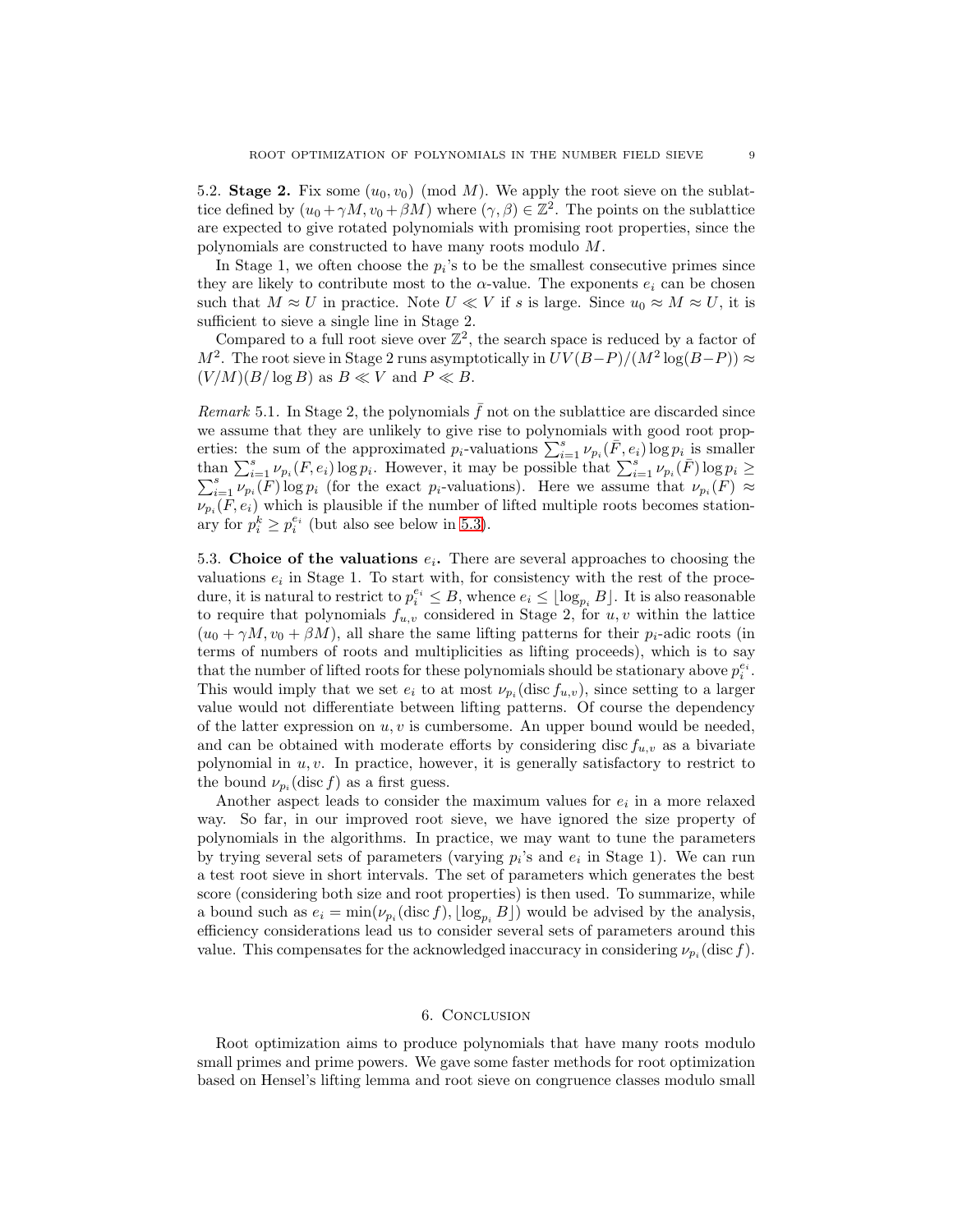5.2. **Stage 2.** Fix some $(u_0, v_0) \pmod M$. We apply the root sieve on the sublattice defined by $(u_0 + \gamma M, v_0 + \beta M)$ where $(\gamma, \beta) \in \mathbb{Z}^2$. The points on the sublattice are expected to give rotated polynomials with promising root properties, since the polynomials are constructed to have many roots modulo $M$.

In Stage 1, we often choose the $p_i$'s to be the smallest consecutive primes since they are likely to contribute most to the $\alpha$-value. The exponents $e_i$ can be chosen such that $M \approx U$ in practice. Note $U \ll V$ if $s$ is large. Since $u_0 \approx M \approx U$, it is sufficient to sieve a single line in Stage 2.

Compared to a full root sieve over $\mathbb{Z}^2$, the search space is reduced by a factor of $M^2$. The root sieve in Stage 2 runs asymptotically in $UV(B-P)/(M^2 \log(B-P)) \approx (V/M)(B/\log B)$ as $B \ll V$ and $P \ll B$.

*Remark* 5.1. In Stage 2, the polynomials $\bar{f}$ not on the sublattice are discarded since we assume that they are unlikely to give rise to polynomials with good root properties: the sum of the approximated $p_i$-valuations $\sum_{i=1}^{s} \nu_{p_i}(\bar{F}, e_i) \log p_i$ is smaller than $\sum_{i=1}^{s} \nu_{p_i}(F, e_i) \log p_i$. However, it may be possible that $\sum_{i=1}^{s} \nu_{p_i}(\bar{F}) \log p_i \geq \sum_{i=1}^{s} \nu_{p_i}(F) \log p_i$ (for the exact $p_i$-valuations). Here we assume that $\nu_{p_i}(F) \approx \nu_{p_i}(F, e_i)$ which is plausible if the number of lifted multiple roots becomes stationary for $p_i^k \geq p_i^{e_i}$ (but also see below in 5.3).

5.3. **Choice of the valuations** $e_i$**.** There are several approaches to choosing the valuations $e_i$ in Stage 1. To start with, for consistency with the rest of the procedure, it is natural to restrict to $p_i^{e_i} \leq B$, whence $e_i \leq \lfloor \log_{p_i} B \rfloor$. It is also reasonable to require that polynomials $f_{u,v}$ considered in Stage 2, for $u, v$ within the lattice $(u_0 + \gamma M, v_0 + \beta M)$, all share the same lifting patterns for their $p_i$-adic roots (in terms of numbers of roots and multiplicities as lifting proceeds), which is to say that the number of lifted roots for these polynomials should be stationary above $p_i^{e_i}$. This would imply that we set $e_i$ to at most $\nu_{p_i}(\operatorname{disc} f_{u,v})$, since setting to a larger value would not differentiate between lifting patterns. Of course the dependency of the latter expression on $u, v$ is cumbersome. An upper bound would be needed, and can be obtained with moderate efforts by considering $\operatorname{disc} f_{u,v}$ as a bivariate polynomial in $u, v$. In practice, however, it is generally satisfactory to restrict to the bound $\nu_{p_i}(\operatorname{disc} f)$ as a first guess.

Another aspect leads to consider the maximum values for $e_i$ in a more relaxed way. So far, in our improved root sieve, we have ignored the size property of polynomials in the algorithms. In practice, we may want to tune the parameters by trying several sets of parameters (varying $p_i$'s and $e_i$ in Stage 1). We can run a test root sieve in short intervals. The set of parameters which generates the best score (considering both size and root properties) is then used. To summarize, while a bound such as $e_i = \min(\nu_{p_i}(\operatorname{disc} f), \lfloor \log_{p_i} B \rfloor)$ would be advised by the analysis, efficiency considerations lead us to consider several sets of parameters around this value. This compensates for the acknowledged inaccuracy in considering $\nu_{p_i}(\operatorname{disc} f)$.

## 6. Conclusion

Root optimization aims to produce polynomials that have many roots modulo small primes and prime powers. We gave some faster methods for root optimization based on Hensel's lifting lemma and root sieve on congruence classes modulo small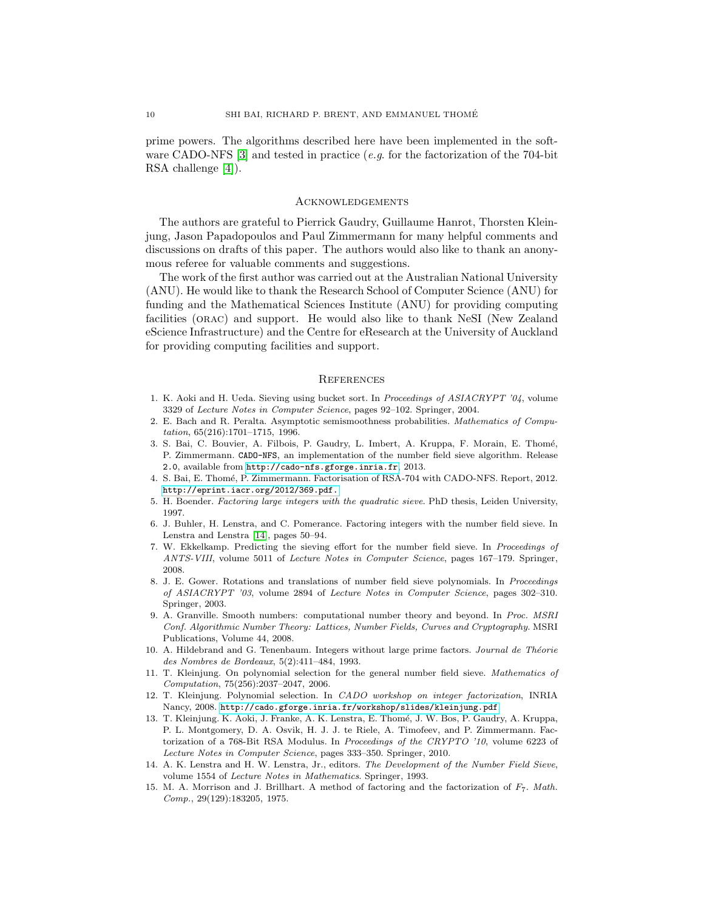prime powers. The algorithms described here have been implemented in the software CADO-NFS [3] and tested in practice (*e.g.* for the factorization of the 704-bit RSA challenge [4]).

## Acknowledgements

The authors are grateful to Pierrick Gaudry, Guillaume Hanrot, Thorsten Kleinjung, Jason Papadopoulos and Paul Zimmermann for many helpful comments and discussions on drafts of this paper. The authors would also like to thank an anonymous referee for valuable comments and suggestions.

The work of the first author was carried out at the Australian National University (ANU). He would like to thank the Research School of Computer Science (ANU) for funding and the Mathematical Sciences Institute (ANU) for providing computing facilities (ORAC) and support. He would also like to thank NeSI (New Zealand eScience Infrastructure) and the Centre for eResearch at the University of Auckland for providing computing facilities and support.

## References

1. K. Aoki and H. Ueda. Sieving using bucket sort. In *Proceedings of ASIACRYPT '04*, volume 3329 of *Lecture Notes in Computer Science*, pages 92–102. Springer, 2004.
2. E. Bach and R. Peralta. Asymptotic semismoothness probabilities. *Mathematics of Computation*, 65(216):1701–1715, 1996.
3. S. Bai, C. Bouvier, A. Filbois, P. Gaudry, L. Imbert, A. Kruppa, F. Morain, E. Thomé, P. Zimmermann. `CADO-NFS`, an implementation of the number field sieve algorithm. Release `2.0`, available from `http://cado-nfs.gforge.inria.fr`, 2013.
4. S. Bai, E. Thomé, P. Zimmermann. Factorisation of RSA-704 with CADO-NFS. Report, 2012. `http://eprint.iacr.org/2012/369.pdf`.
5. H. Boender. *Factoring large integers with the quadratic sieve*. PhD thesis, Leiden University, 1997.
6. J. Buhler, H. Lenstra, and C. Pomerance. Factoring integers with the number field sieve. In Lenstra and Lenstra [14], pages 50–94.
7. W. Ekkelkamp. Predicting the sieving effort for the number field sieve. In *Proceedings of ANTS-VIII*, volume 5011 of *Lecture Notes in Computer Science*, pages 167–179. Springer, 2008.
8. J. E. Gower. Rotations and translations of number field sieve polynomials. In *Proceedings of ASIACRYPT '03*, volume 2894 of *Lecture Notes in Computer Science*, pages 302–310. Springer, 2003.
9. A. Granville. Smooth numbers: computational number theory and beyond. In *Proc. MSRI Conf. Algorithmic Number Theory: Lattices, Number Fields, Curves and Cryptography*. MSRI Publications, Volume 44, 2008.
10. A. Hildebrand and G. Tenenbaum. Integers without large prime factors. *Journal de Théorie des Nombres de Bordeaux*, 5(2):411–484, 1993.
11. T. Kleinjung. On polynomial selection for the general number field sieve. *Mathematics of Computation*, 75(256):2037–2047, 2006.
12. T. Kleinjung. Polynomial selection. In *CADO workshop on integer factorization*, INRIA Nancy, 2008. `http://cado.gforge.inria.fr/workshop/slides/kleinjung.pdf`.
13. T. Kleinjung. K. Aoki, J. Franke, A. K. Lenstra, E. Thomé, J. W. Bos, P. Gaudry, A. Kruppa, P. L. Montgomery, D. A. Osvik, H. J. J. te Riele, A. Timofeev, and P. Zimmermann. Factorization of a 768-Bit RSA Modulus. In *Proceedings of the CRYPTO '10*, volume 6223 of *Lecture Notes in Computer Science*, pages 333–350. Springer, 2010.
14. A. K. Lenstra and H. W. Lenstra, Jr., editors. *The Development of the Number Field Sieve*, volume 1554 of *Lecture Notes in Mathematics*. Springer, 1993.
15. M. A. Morrison and J. Brillhart. A method of factoring and the factorization of $F_7$. *Math. Comp.*, 29(129):183205, 1975.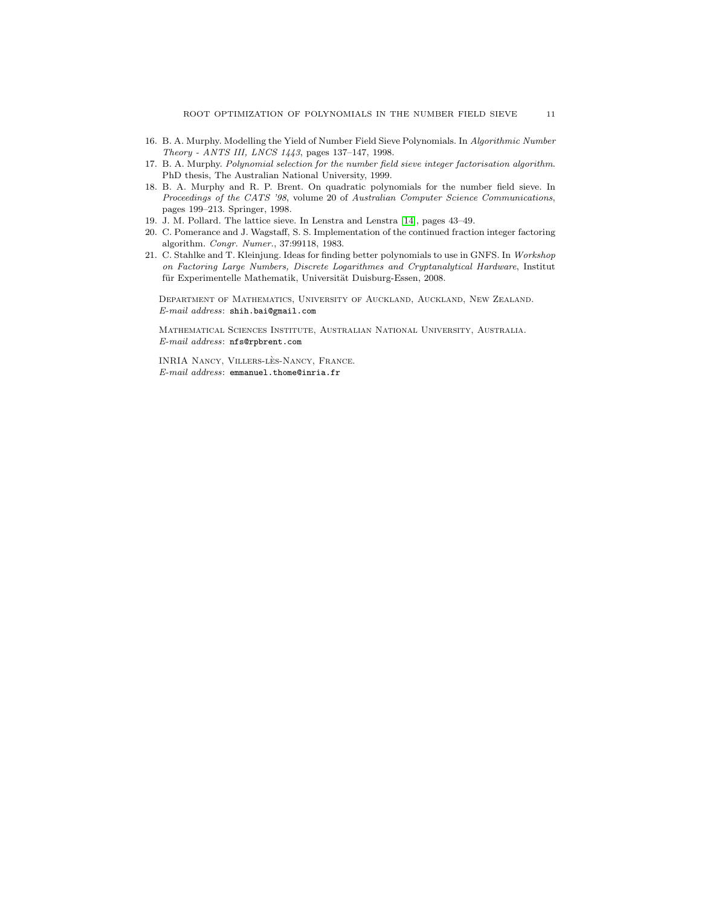16. B. A. Murphy. Modelling the Yield of Number Field Sieve Polynomials. In *Algorithmic Number Theory - ANTS III, LNCS 1443*, pages 137–147, 1998.
17. B. A. Murphy. *Polynomial selection for the number field sieve integer factorisation algorithm*. PhD thesis, The Australian National University, 1999.
18. B. A. Murphy and R. P. Brent. On quadratic polynomials for the number field sieve. In *Proceedings of the CATS '98*, volume 20 of *Australian Computer Science Communications*, pages 199–213. Springer, 1998.
19. J. M. Pollard. The lattice sieve. In Lenstra and Lenstra [14], pages 43–49.
20. C. Pomerance and J. Wagstaff, S. S. Implementation of the continued fraction integer factoring algorithm. *Congr. Numer.*, 37:99118, 1983.
21. C. Stahlke and T. Kleinjung. Ideas for finding better polynomials to use in GNFS. In *Workshop on Factoring Large Numbers, Discrete Logarithmes and Cryptanalytical Hardware*, Institut für Experimentelle Mathematik, Universität Duisburg-Essen, 2008.

Department of Mathematics, University of Auckland, Auckland, New Zealand.
*E-mail address*: shih.bai@gmail.com

Mathematical Sciences Institute, Australian National University, Australia.
*E-mail address*: nfs@rpbrent.com

INRIA Nancy, Villers-lès-Nancy, France.
*E-mail address*: emmanuel.thome@inria.fr